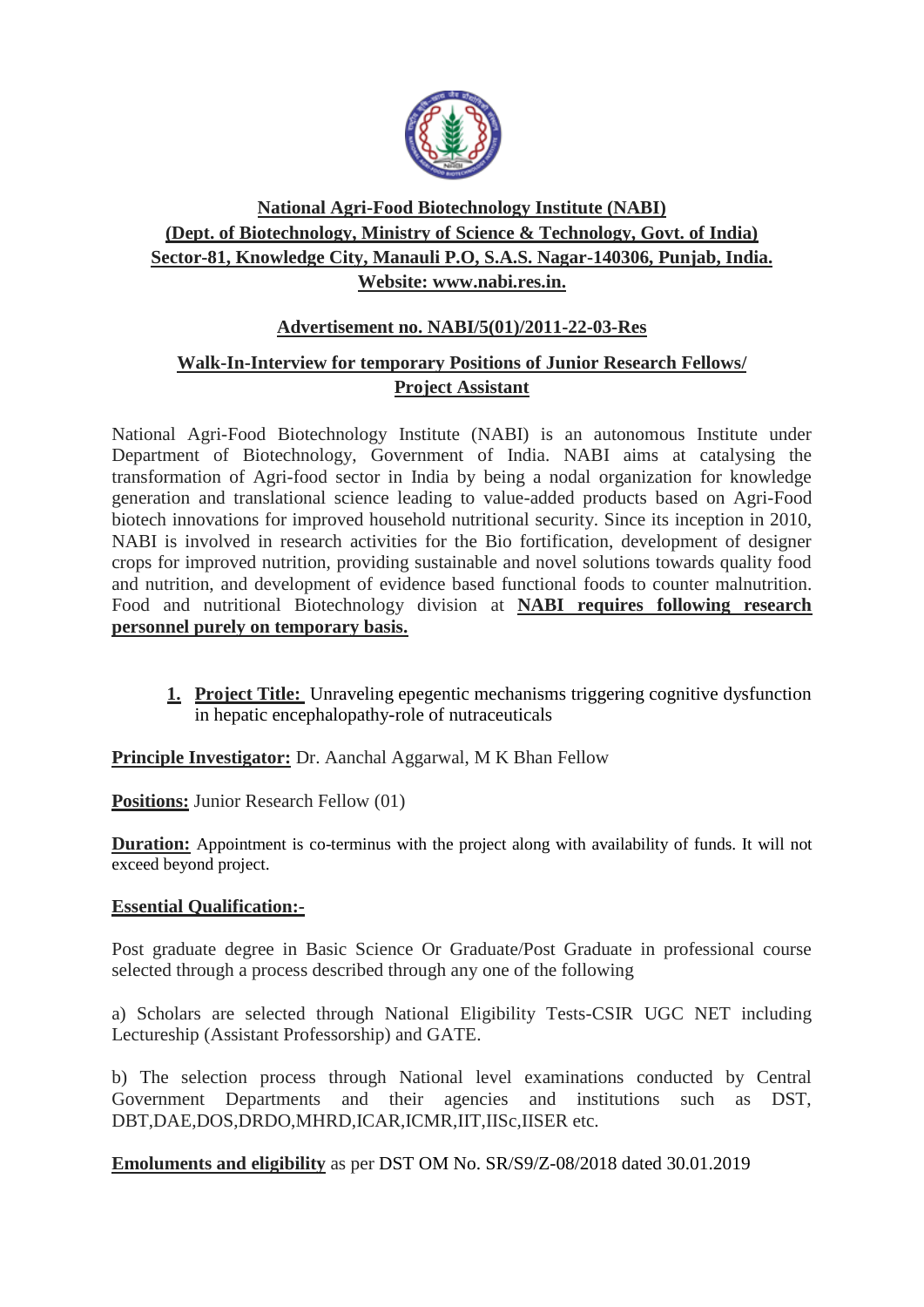**National Agri-Food Biotechnology Institute (NABI)**
**(Dept. of Biotechnology, Ministry of Science & Technology, Govt. of India)**
**Sector-81, Knowledge City, Manauli P.O, S.A.S. Nagar-140306, Punjab, India.**
**Website: www.nabi.res.in.**

**Advertisement no. NABI/5(01)/2011-22-03-Res**

**Walk-In-Interview for temporary Positions of Junior Research Fellows/ Project Assistant**

National Agri-Food Biotechnology Institute (NABI) is an autonomous Institute under Department of Biotechnology, Government of India. NABI aims at catalysing the transformation of Agri-food sector in India by being a nodal organization for knowledge generation and translational science leading to value-added products based on Agri-Food biotech innovations for improved household nutritional security. Since its inception in 2010, NABI is involved in research activities for the Bio fortification, development of designer crops for improved nutrition, providing sustainable and novel solutions towards quality food and nutrition, and development of evidence based functional foods to counter malnutrition. Food and nutritional Biotechnology division at **NABI requires following research personnel purely on temporary basis.**

1. **Project Title:** Unraveling epegentic mechanisms triggering cognitive dysfunction in hepatic encephalopathy-role of nutraceuticals

**Principle Investigator:** Dr. Aanchal Aggarwal, M K Bhan Fellow

**Positions:** Junior Research Fellow (01)

**Duration:** Appointment is co-terminus with the project along with availability of funds. It will not exceed beyond project.

**Essential Qualification:-**

Post graduate degree in Basic Science Or Graduate/Post Graduate in professional course selected through a process described through any one of the following

a) Scholars are selected through National Eligibility Tests-CSIR UGC NET including Lectureship (Assistant Professorship) and GATE.

b) The selection process through National level examinations conducted by Central Government Departments and their agencies and institutions such as DST, DBT,DAE,DOS,DRDO,MHRD,ICAR,ICMR,IIT,IISc,IISER etc.

**Emoluments and eligibility** as per DST OM No. SR/S9/Z-08/2018 dated 30.01.2019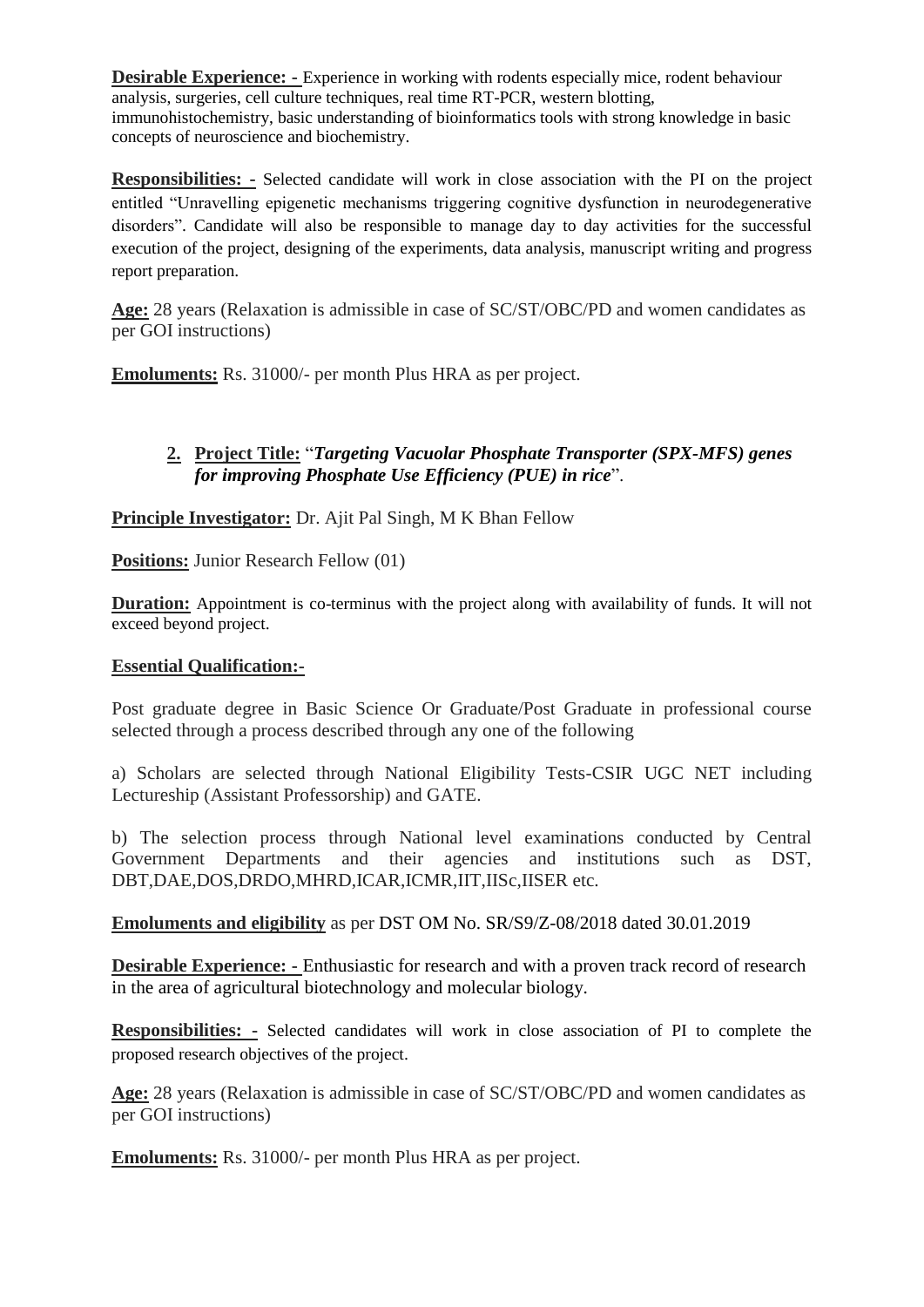**Desirable Experience: -** Experience in working with rodents especially mice, rodent behaviour analysis, surgeries, cell culture techniques, real time RT-PCR, western blotting, immunohistochemistry, basic understanding of bioinformatics tools with strong knowledge in basic concepts of neuroscience and biochemistry.

**Responsibilities: -** Selected candidate will work in close association with the PI on the project entitled "Unravelling epigenetic mechanisms triggering cognitive dysfunction in neurodegenerative disorders". Candidate will also be responsible to manage day to day activities for the successful execution of the project, designing of the experiments, data analysis, manuscript writing and progress report preparation.

**Age:** 28 years (Relaxation is admissible in case of SC/ST/OBC/PD and women candidates as per GOI instructions)

**Emoluments:** Rs. 31000/- per month Plus HRA as per project.

## 2. Project Title: "*Targeting Vacuolar Phosphate Transporter (SPX-MFS) genes for improving Phosphate Use Efficiency (PUE) in rice*".

**Principle Investigator:** Dr. Ajit Pal Singh, M K Bhan Fellow

**Positions:** Junior Research Fellow (01)

**Duration:** Appointment is co-terminus with the project along with availability of funds. It will not exceed beyond project.

**Essential Qualification:-**

Post graduate degree in Basic Science Or Graduate/Post Graduate in professional course selected through a process described through any one of the following

a) Scholars are selected through National Eligibility Tests-CSIR UGC NET including Lectureship (Assistant Professorship) and GATE.

b) The selection process through National level examinations conducted by Central Government Departments and their agencies and institutions such as DST, DBT,DAE,DOS,DRDO,MHRD,ICAR,ICMR,IIT,IISc,IISER etc.

**Emoluments and eligibility** as per DST OM No. SR/S9/Z-08/2018 dated 30.01.2019

**Desirable Experience: -** Enthusiastic for research and with a proven track record of research in the area of agricultural biotechnology and molecular biology.

**Responsibilities: -** Selected candidates will work in close association of PI to complete the proposed research objectives of the project.

**Age:** 28 years (Relaxation is admissible in case of SC/ST/OBC/PD and women candidates as per GOI instructions)

**Emoluments:** Rs. 31000/- per month Plus HRA as per project.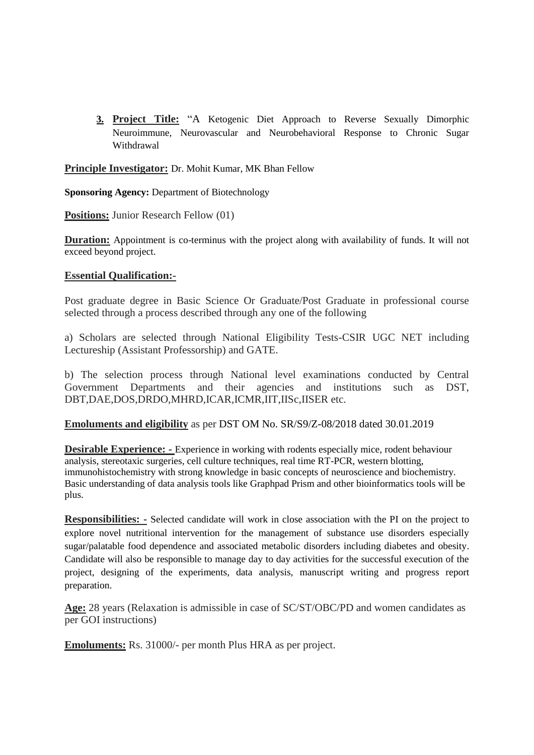3. **Project Title:** "A Ketogenic Diet Approach to Reverse Sexually Dimorphic Neuroimmune, Neurovascular and Neurobehavioral Response to Chronic Sugar Withdrawal

**Principle Investigator:** Dr. Mohit Kumar, MK Bhan Fellow

**Sponsoring Agency:** Department of Biotechnology

**Positions:** Junior Research Fellow (01)

**Duration:** Appointment is co-terminus with the project along with availability of funds. It will not exceed beyond project.

**Essential Qualification:-**

Post graduate degree in Basic Science Or Graduate/Post Graduate in professional course selected through a process described through any one of the following

a) Scholars are selected through National Eligibility Tests-CSIR UGC NET including Lectureship (Assistant Professorship) and GATE.

b) The selection process through National level examinations conducted by Central Government Departments and their agencies and institutions such as DST, DBT,DAE,DOS,DRDO,MHRD,ICAR,ICMR,IIT,IISc,IISER etc.

**Emoluments and eligibility** as per DST OM No. SR/S9/Z-08/2018 dated 30.01.2019

**Desirable Experience: -** Experience in working with rodents especially mice, rodent behaviour analysis, stereotaxic surgeries, cell culture techniques, real time RT-PCR, western blotting, immunohistochemistry with strong knowledge in basic concepts of neuroscience and biochemistry. Basic understanding of data analysis tools like Graphpad Prism and other bioinformatics tools will be plus.

**Responsibilities: -** Selected candidate will work in close association with the PI on the project to explore novel nutritional intervention for the management of substance use disorders especially sugar/palatable food dependence and associated metabolic disorders including diabetes and obesity. Candidate will also be responsible to manage day to day activities for the successful execution of the project, designing of the experiments, data analysis, manuscript writing and progress report preparation.

**Age:** 28 years (Relaxation is admissible in case of SC/ST/OBC/PD and women candidates as per GOI instructions)

**Emoluments:** Rs. 31000/- per month Plus HRA as per project.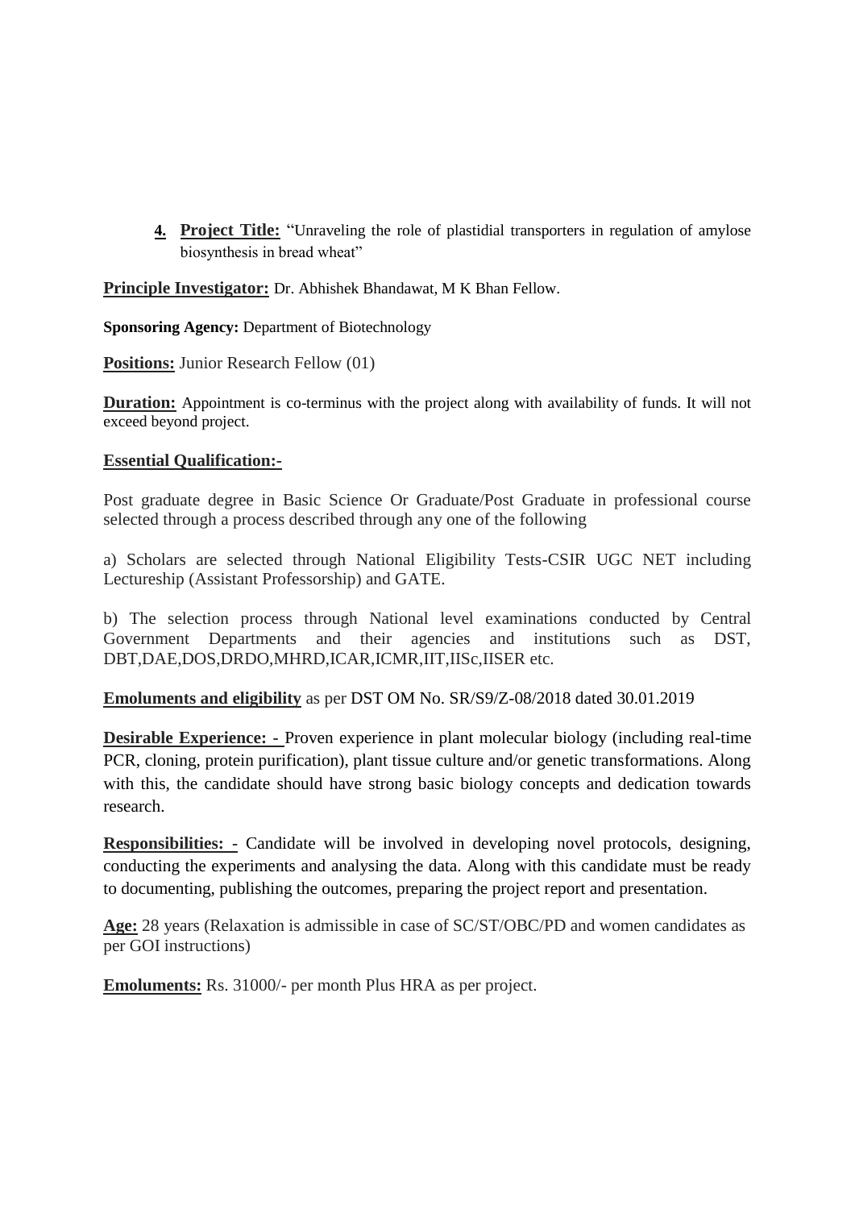4. **Project Title:** "Unraveling the role of plastidial transporters in regulation of amylose biosynthesis in bread wheat"

**Principle Investigator:** Dr. Abhishek Bhandawat, M K Bhan Fellow.

**Sponsoring Agency:** Department of Biotechnology

**Positions:** Junior Research Fellow (01)

**Duration:** Appointment is co-terminus with the project along with availability of funds. It will not exceed beyond project.

**Essential Qualification:-**

Post graduate degree in Basic Science Or Graduate/Post Graduate in professional course selected through a process described through any one of the following

a) Scholars are selected through National Eligibility Tests-CSIR UGC NET including Lectureship (Assistant Professorship) and GATE.

b) The selection process through National level examinations conducted by Central Government Departments and their agencies and institutions such as DST, DBT,DAE,DOS,DRDO,MHRD,ICAR,ICMR,IIT,IISc,IISER etc.

**Emoluments and eligibility** as per DST OM No. SR/S9/Z-08/2018 dated 30.01.2019

**Desirable Experience: -** Proven experience in plant molecular biology (including real-time PCR, cloning, protein purification), plant tissue culture and/or genetic transformations. Along with this, the candidate should have strong basic biology concepts and dedication towards research.

**Responsibilities: -** Candidate will be involved in developing novel protocols, designing, conducting the experiments and analysing the data. Along with this candidate must be ready to documenting, publishing the outcomes, preparing the project report and presentation.

**Age:** 28 years (Relaxation is admissible in case of SC/ST/OBC/PD and women candidates as per GOI instructions)

**Emoluments:** Rs. 31000/- per month Plus HRA as per project.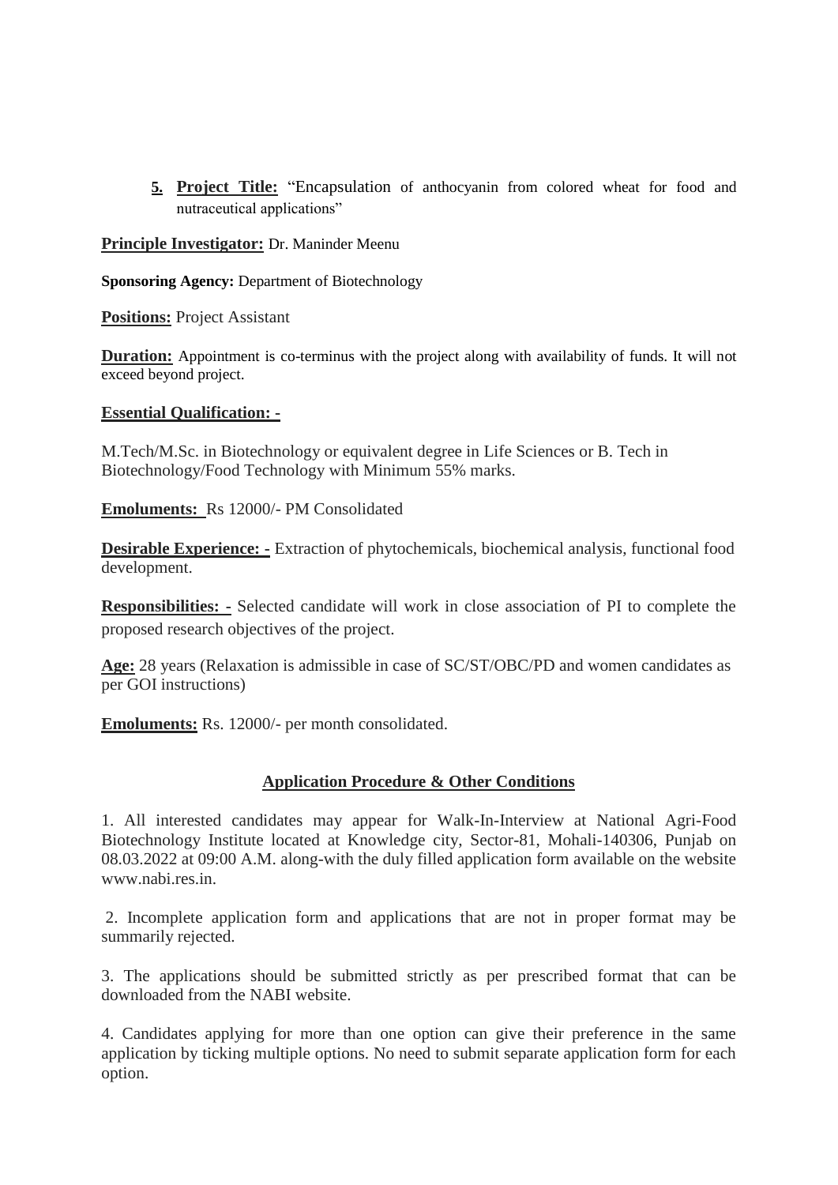5. **Project Title:** "Encapsulation of anthocyanin from colored wheat for food and nutraceutical applications"

**Principle Investigator:** Dr. Maninder Meenu

**Sponsoring Agency:** Department of Biotechnology

**Positions:** Project Assistant

**Duration:** Appointment is co-terminus with the project along with availability of funds. It will not exceed beyond project.

**Essential Qualification: -**

M.Tech/M.Sc. in Biotechnology or equivalent degree in Life Sciences or B. Tech in Biotechnology/Food Technology with Minimum 55% marks.

**Emoluments:** Rs 12000/- PM Consolidated

**Desirable Experience: -** Extraction of phytochemicals, biochemical analysis, functional food development.

**Responsibilities: -** Selected candidate will work in close association of PI to complete the proposed research objectives of the project.

**Age:** 28 years (Relaxation is admissible in case of SC/ST/OBC/PD and women candidates as per GOI instructions)

**Emoluments:** Rs. 12000/- per month consolidated.

## Application Procedure & Other Conditions

1. All interested candidates may appear for Walk-In-Interview at National Agri-Food Biotechnology Institute located at Knowledge city, Sector-81, Mohali-140306, Punjab on 08.03.2022 at 09:00 A.M. along-with the duly filled application form available on the website www.nabi.res.in.

2. Incomplete application form and applications that are not in proper format may be summarily rejected.

3. The applications should be submitted strictly as per prescribed format that can be downloaded from the NABI website.

4. Candidates applying for more than one option can give their preference in the same application by ticking multiple options. No need to submit separate application form for each option.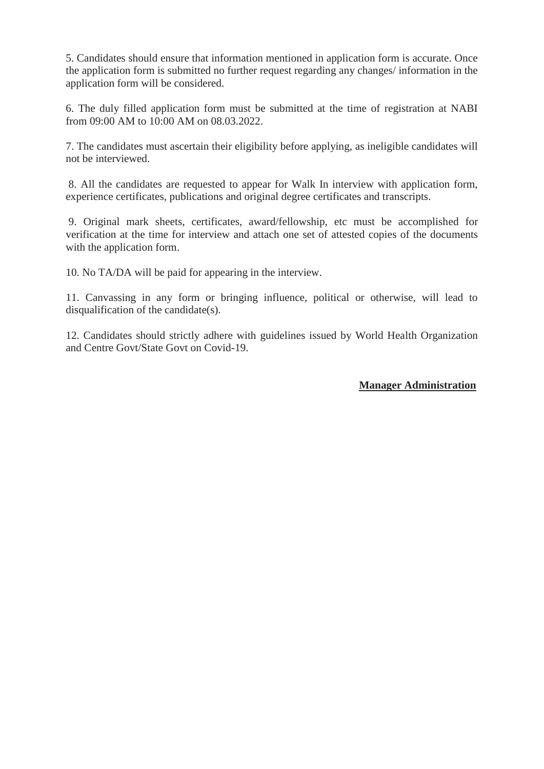5. Candidates should ensure that information mentioned in application form is accurate. Once the application form is submitted no further request regarding any changes/ information in the application form will be considered.

6. The duly filled application form must be submitted at the time of registration at NABI from 09:00 AM to 10:00 AM on 08.03.2022.

7. The candidates must ascertain their eligibility before applying, as ineligible candidates will not be interviewed.

8. All the candidates are requested to appear for Walk In interview with application form, experience certificates, publications and original degree certificates and transcripts.

9. Original mark sheets, certificates, award/fellowship, etc must be accomplished for verification at the time for interview and attach one set of attested copies of the documents with the application form.

10. No TA/DA will be paid for appearing in the interview.

11. Canvassing in any form or bringing influence, political or otherwise, will lead to disqualification of the candidate(s).

12. Candidates should strictly adhere with guidelines issued by World Health Organization and Centre Govt/State Govt on Covid-19.

**Manager Administration**